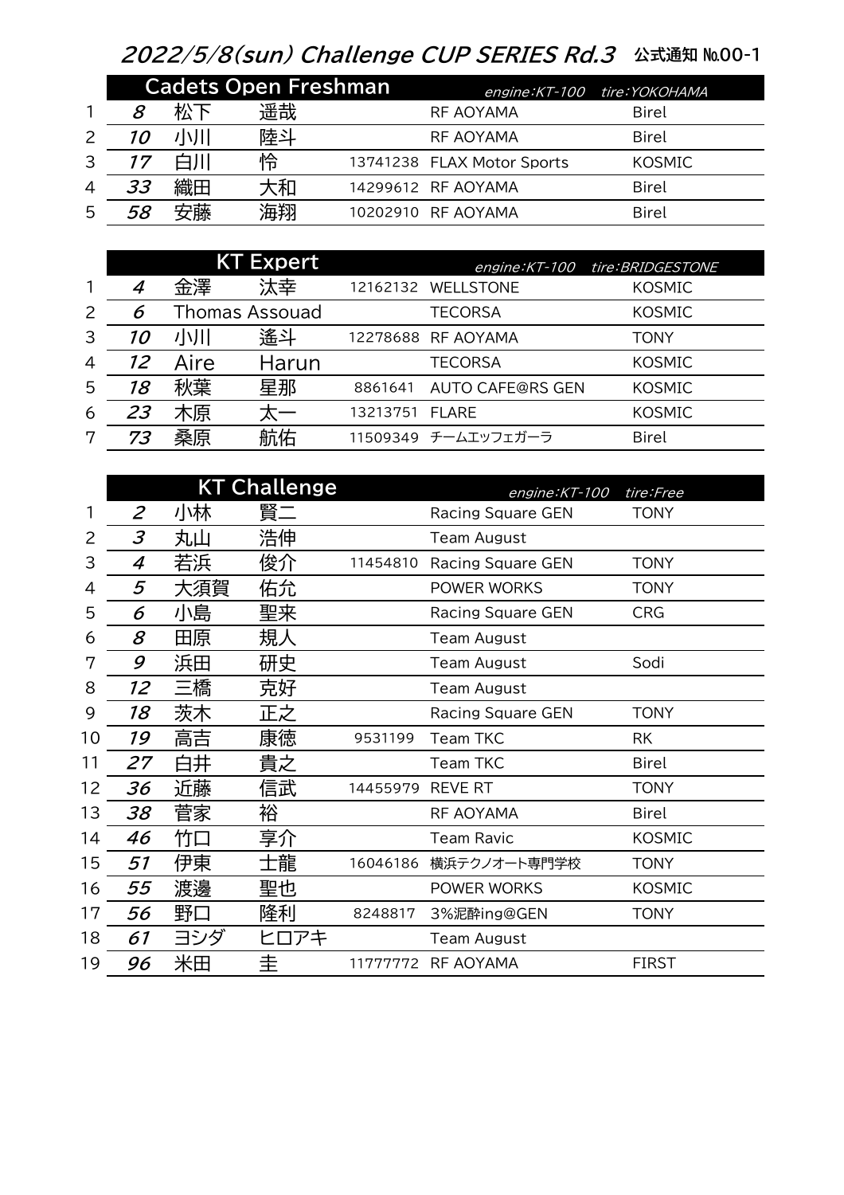# 2022/5/8(sun) Challenge CUP SERIES Rd.3 公式通知 №00-1

## Cadets Open Freshman

engine:KT-100　tire:YOKOHAMA

| | No. | 姓 | 名 | License | Team | Chassis |
|---|---|---|---|---|---|---|
| 1 | 8 | 松下 | 遥哉 | | RF AOYAMA | Birel |
| 2 | 10 | 小川 | 陸斗 | | RF AOYAMA | Birel |
| 3 | 17 | 白川 | 怜 | 13741238 | FLAX Motor Sports | KOSMIC |
| 4 | 33 | 織田 | 大和 | 14299612 | RF AOYAMA | Birel |
| 5 | 58 | 安藤 | 海翔 | 10202910 | RF AOYAMA | Birel |

## KT Expert

engine:KT-100　tire:BRIDGESTONE

| | No. | 姓 | 名 | License | Team | Chassis |
|---|---|---|---|---|---|---|
| 1 | 4 | 金澤 | 汰幸 | 12162132 | WELLSTONE | KOSMIC |
| 2 | 6 | Thomas Assouad | | | TECORSA | KOSMIC |
| 3 | 10 | 小川 | 遙斗 | 12278688 | RF AOYAMA | TONY |
| 4 | 12 | Aire | Harun | | TECORSA | KOSMIC |
| 5 | 18 | 秋葉 | 星那 | 8861641 | AUTO CAFE@RS GEN | KOSMIC |
| 6 | 23 | 木原 | 太一 | 13213751 | FLARE | KOSMIC |
| 7 | 73 | 桑原 | 航佑 | 11509349 | チームエッフェガーラ | Birel |

## KT Challenge

engine:KT-100　tire:Free

| | No. | 姓 | 名 | License | Team | Chassis |
|---|---|---|---|---|---|---|
| 1 | 2 | 小林 | 賢二 | | Racing Square GEN | TONY |
| 2 | 3 | 丸山 | 浩伸 | | Team August | |
| 3 | 4 | 若浜 | 俊介 | 11454810 | Racing Square GEN | TONY |
| 4 | 5 | 大須賀 | 佑允 | | POWER WORKS | TONY |
| 5 | 6 | 小島 | 聖来 | | Racing Square GEN | CRG |
| 6 | 8 | 田原 | 規人 | | Team August | |
| 7 | 9 | 浜田 | 研史 | | Team August | Sodi |
| 8 | 12 | 三橋 | 克好 | | Team August | |
| 9 | 18 | 茨木 | 正之 | | Racing Square GEN | TONY |
| 10 | 19 | 高吉 | 康徳 | 9531199 | Team TKC | RK |
| 11 | 27 | 白井 | 貴之 | | Team TKC | Birel |
| 12 | 36 | 近藤 | 信武 | 14455979 | REVE RT | TONY |
| 13 | 38 | 菅家 | 裕 | | RF AOYAMA | Birel |
| 14 | 46 | 竹口 | 享介 | | Team Ravic | KOSMIC |
| 15 | 51 | 伊東 | 士龍 | 16046186 | 横浜テクノオート専門学校 | TONY |
| 16 | 55 | 渡邊 | 聖也 | | POWER WORKS | KOSMIC |
| 17 | 56 | 野口 | 隆利 | 8248817 | 3%泥酔ing@GEN | TONY |
| 18 | 61 | ヨシダ | ヒロアキ | | Team August | |
| 19 | 96 | 米田 | 圭 | 11777772 | RF AOYAMA | FIRST |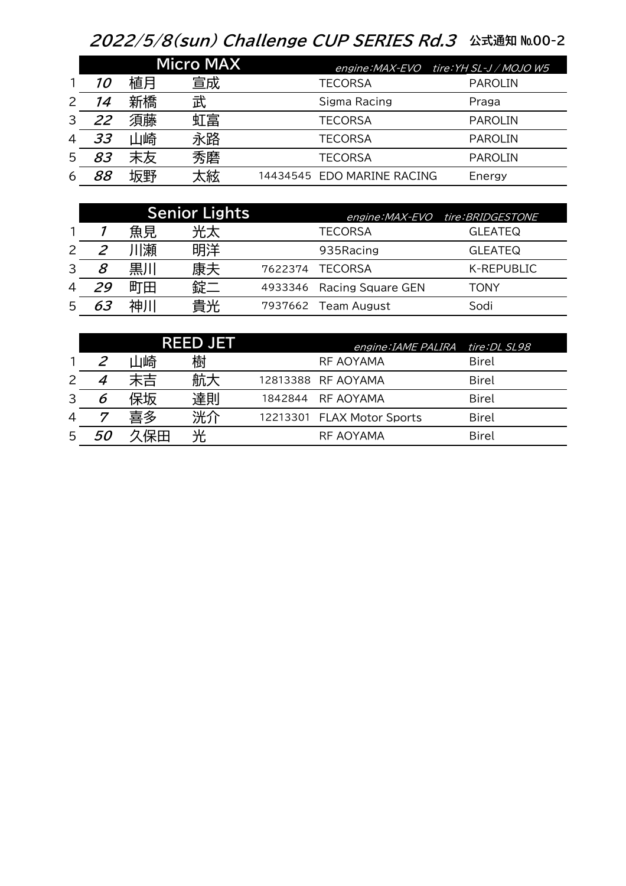# 2022/5/8(sun) Challenge CUP SERIES Rd.3 公式通知 №00-2

## Micro MAX

engine:MAX-EVO　tire:YH SL-J / MOJO W5

| | | | | | | |
|---|---|---|---|---|---|---|
| 1 | 10 | 植月 | 宣成 | | TECORSA | PAROLIN |
| 2 | 14 | 新橋 | 武 | | Sigma Racing | Praga |
| 3 | 22 | 須藤 | 虹富 | | TECORSA | PAROLIN |
| 4 | 33 | 山崎 | 永路 | | TECORSA | PAROLIN |
| 5 | 83 | 末友 | 秀磨 | | TECORSA | PAROLIN |
| 6 | 88 | 坂野 | 太絃 | 14434545 | EDO MARINE RACING | Energy |

## Senior Lights

engine:MAX-EVO　tire:BRIDGESTONE

| | | | | | | |
|---|---|---|---|---|---|---|
| 1 | 7 | 魚見 | 光太 | | TECORSA | GLEATEQ |
| 2 | 2 | 川瀬 | 明洋 | | 935Racing | GLEATEQ |
| 3 | 8 | 黒川 | 康夫 | 7622374 | TECORSA | K-REPUBLIC |
| 4 | 29 | 町田 | 錠二 | 4933346 | Racing Square GEN | TONY |
| 5 | 63 | 神川 | 貴光 | 7937662 | Team August | Sodi |

## REED JET

engine:IAME PALIRA　tire:DL SL98

| | | | | | | |
|---|---|---|---|---|---|---|
| 1 | 2 | 山崎 | 樹 | | RF AOYAMA | Birel |
| 2 | 4 | 末吉 | 航大 | 12813388 | RF AOYAMA | Birel |
| 3 | 6 | 保坂 | 達則 | 1842844 | RF AOYAMA | Birel |
| 4 | 7 | 喜多 | 洸介 | 12213301 | FLAX Motor Sports | Birel |
| 5 | 50 | 久保田 | 光 | | RF AOYAMA | Birel |